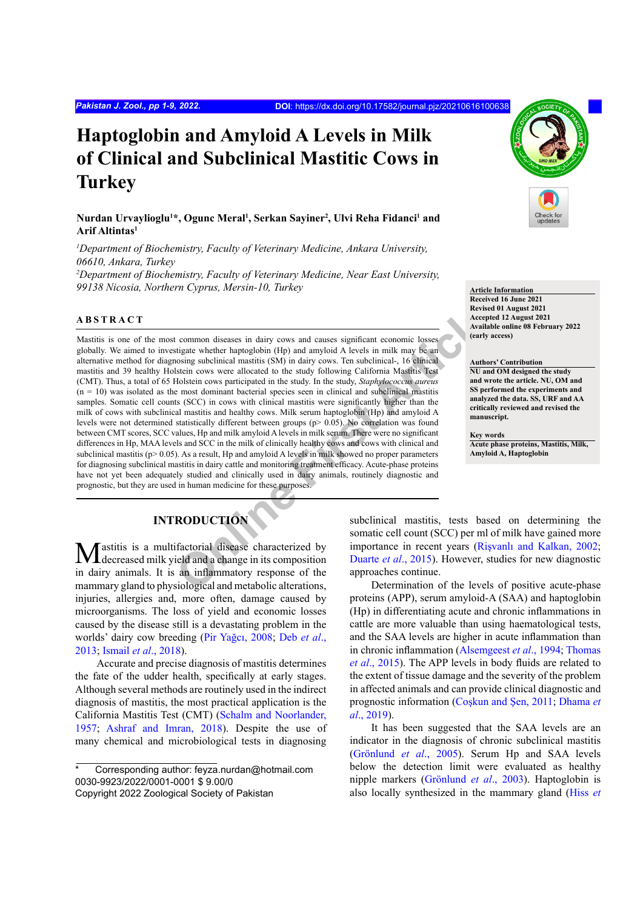# Haptoglobin and Amyloid A Levels in Milk of Clinical and Subclinical Mastitic Cows in Turkey

**Nurdan Urvaylioglu[1]*, Ogunc Meral[1], Serkan Sayiner[2], Ulvi Reha Fidanci[1] and Arif Altintas[1]**

*[1]Department of Biochemistry, Faculty of Veterinary Medicine, Ankara University, 06610, Ankara, Turkey*

*[2]Department of Biochemistry, Faculty of Veterinary Medicine, Near East University, 99138 Nicosia, Northern Cyprus, Mersin-10, Turkey*

**Article Information**
Received 16 June 2021
Revised 01 August 2021
Accepted 12 August 2021
Available online 08 February 2022 (early access)

**Authors' Contribution**
NU and OM designed the study and wrote the article. NU, OM and SS performed the experiments and analyzed the data. SS, URF and AA critically reviewed and revised the manuscript.

**Key words**
Acute phase proteins, Mastitis, Milk, Amyloid A, Haptoglobin

## ABSTRACT

Mastitis is one of the most common diseases in dairy cows and causes significant economic losses globally. We aimed to investigate whether haptoglobin (Hp) and amyloid A levels in milk may be an alternative method for diagnosing subclinical mastitis (SM) in dairy cows. Ten subclinical-, 16 clinical mastitis and 39 healthy Holstein cows were allocated to the study following California Mastitis Test (CMT). Thus, a total of 65 Holstein cows participated in the study. In the study, *Staphylococcus aureus* (n = 10) was isolated as the most dominant bacterial species seen in clinical and subclinical mastitis samples. Somatic cell counts (SCC) in cows with clinical mastitis were significantly higher than the milk of cows with subclinical mastitis and healthy cows. Milk serum haptoglobin (Hp) and amyloid A levels were not determined statistically different between groups ($p > 0.05$). No correlation was found between CMT scores, SCC values, Hp and milk amyloid A levels in milk serum. There were no significant differences in Hp, MAA levels and SCC in the milk of clinically healthy cows and cows with clinical and subclinical mastitis ($p > 0.05$). As a result, Hp and amyloid A levels in milk showed no proper parameters for diagnosing subclinical mastitis in dairy cattle and monitoring treatment efficacy. Acute-phase proteins have not yet been adequately studied and clinically used in dairy animals, routinely diagnostic and prognostic, but they are used in human medicine for these purposes.

## INTRODUCTION

Mastitis is a multifactorial disease characterized by decreased milk yield and a change in its composition in dairy animals. It is an inflammatory response of the mammary gland to physiological and metabolic alterations, injuries, allergies and, more often, damage caused by microorganisms. The loss of yield and economic losses caused by the disease still is a devastating problem in the worlds' dairy cow breeding (Pir Yağcı, 2008; Deb *et al*., 2013; Ismail *et al*., 2018).

Accurate and precise diagnosis of mastitis determines the fate of the udder health, specifically at early stages. Although several methods are routinely used in the indirect diagnosis of mastitis, the most practical application is the California Mastitis Test (CMT) (Schalm and Noorlander, 1957; Ashraf and Imran, 2018). Despite the use of many chemical and microbiological tests in diagnosing subclinical mastitis, tests based on determining the somatic cell count (SCC) per ml of milk have gained more importance in recent years (Rişvanlı and Kalkan, 2002; Duarte *et al*., 2015). However, studies for new diagnostic approaches continue.

Determination of the levels of positive acute-phase proteins (APP), serum amyloid-A (SAA) and haptoglobin (Hp) in differentiating acute and chronic inflammations in cattle are more valuable than using haematological tests, and the SAA levels are higher in acute inflammation than in chronic inflammation (Alsemgeest *et al*., 1994; Thomas *et al*., 2015). The APP levels in body fluids are related to the extent of tissue damage and the severity of the problem in affected animals and can provide clinical diagnostic and prognostic information (Coşkun and Şen, 2011; Dhama *et al*., 2019).

It has been suggested that the SAA levels are an indicator in the diagnosis of chronic subclinical mastitis (Grönlund *et al*., 2005). Serum Hp and SAA levels below the detection limit were evaluated as healthy nipple markers (Grönlund *et al*., 2003). Haptoglobin is also locally synthesized in the mammary gland (Hiss *et*

\* Corresponding author: feyza.nurdan@hotmail.com
0030-9923/2022/0001-0001 $ 9.00/0
Copyright 2022 Zoological Society of Pakistan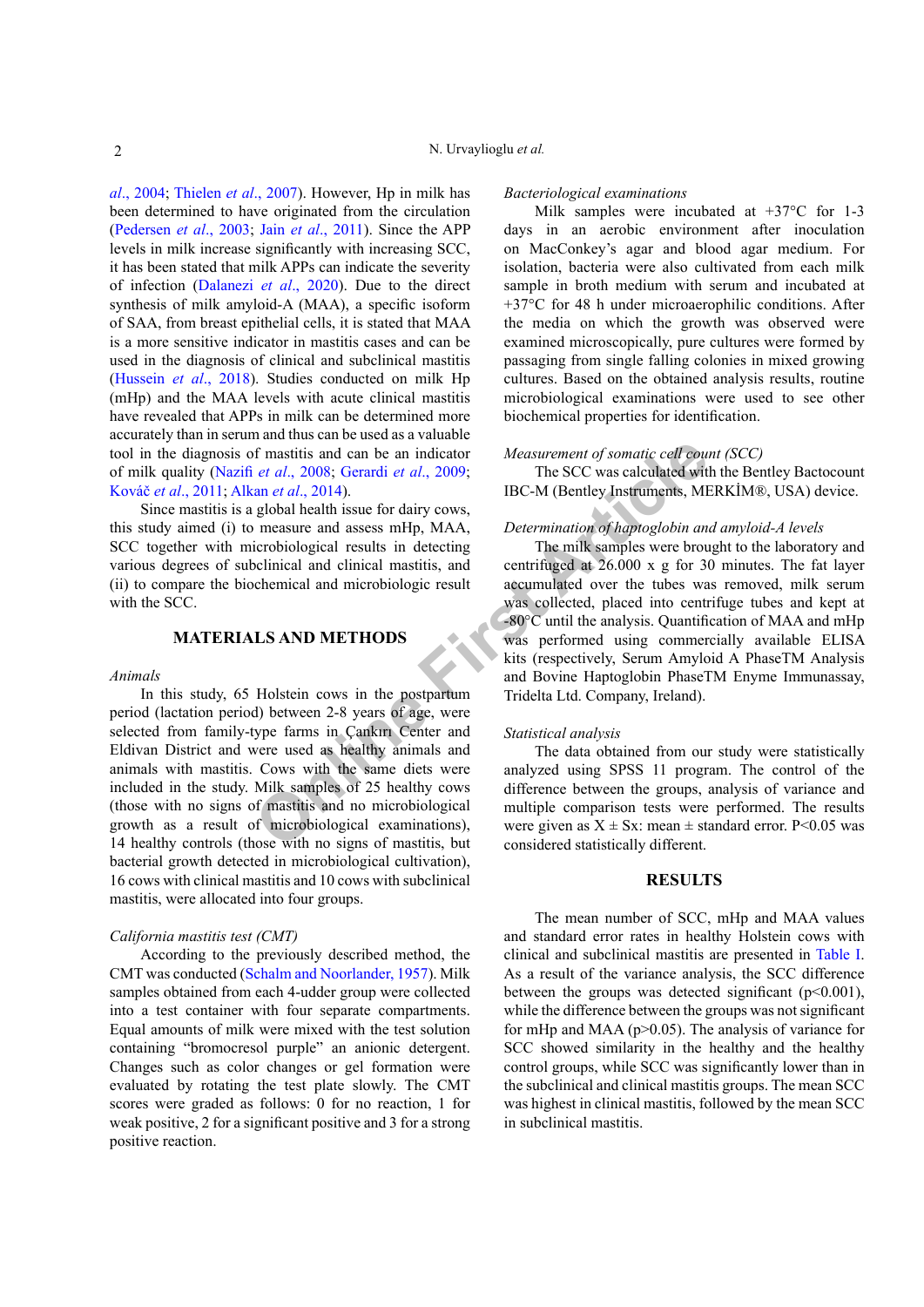*al*., 2004; Thielen *et al*., 2007). However, Hp in milk has been determined to have originated from the circulation (Pedersen *et al*., 2003; Jain *et al*., 2011). Since the APP levels in milk increase significantly with increasing SCC, it has been stated that milk APPs can indicate the severity of infection (Dalanezi *et al*., 2020). Due to the direct synthesis of milk amyloid-A (MAA), a specific isoform of SAA, from breast epithelial cells, it is stated that MAA is a more sensitive indicator in mastitis cases and can be used in the diagnosis of clinical and subclinical mastitis (Hussein *et al*., 2018). Studies conducted on milk Hp (mHp) and the MAA levels with acute clinical mastitis have revealed that APPs in milk can be determined more accurately than in serum and thus can be used as a valuable tool in the diagnosis of mastitis and can be an indicator of milk quality (Nazifi *et al*., 2008; Gerardi *et al*., 2009; Kováč *et al*., 2011; Alkan *et al*., 2014).

Since mastitis is a global health issue for dairy cows, this study aimed (i) to measure and assess mHp, MAA, SCC together with microbiological results in detecting various degrees of subclinical and clinical mastitis, and (ii) to compare the biochemical and microbiologic result with the SCC.

## MATERIALS AND METHODS

### *Animals*

In this study, 65 Holstein cows in the postpartum period (lactation period) between 2-8 years of age, were selected from family-type farms in Çankırı Center and Eldivan District and were used as healthy animals and animals with mastitis. Cows with the same diets were included in the study. Milk samples of 25 healthy cows (those with no signs of mastitis and no microbiological growth as a result of microbiological examinations), 14 healthy controls (those with no signs of mastitis, but bacterial growth detected in microbiological cultivation), 16 cows with clinical mastitis and 10 cows with subclinical mastitis, were allocated into four groups.

### *California mastitis test (CMT)*

According to the previously described method, the CMT was conducted (Schalm and Noorlander, 1957). Milk samples obtained from each 4-udder group were collected into a test container with four separate compartments. Equal amounts of milk were mixed with the test solution containing "bromocresol purple" an anionic detergent. Changes such as color changes or gel formation were evaluated by rotating the test plate slowly. The CMT scores were graded as follows: 0 for no reaction, 1 for weak positive, 2 for a significant positive and 3 for a strong positive reaction.

### *Bacteriological examinations*

Milk samples were incubated at +37°C for 1-3 days in an aerobic environment after inoculation on MacConkey's agar and blood agar medium. For isolation, bacteria were also cultivated from each milk sample in broth medium with serum and incubated at +37°C for 48 h under microaerophilic conditions. After the media on which the growth was observed were examined microscopically, pure cultures were formed by passaging from single falling colonies in mixed growing cultures. Based on the obtained analysis results, routine microbiological examinations were used to see other biochemical properties for identification.

### *Measurement of somatic cell count (SCC)*

The SCC was calculated with the Bentley Bactocount IBC-M (Bentley Instruments, MERKİM®, USA) device.

### *Determination of haptoglobin and amyloid-A levels*

The milk samples were brought to the laboratory and centrifuged at 26.000 x g for 30 minutes. The fat layer accumulated over the tubes was removed, milk serum was collected, placed into centrifuge tubes and kept at -80°C until the analysis. Quantification of MAA and mHp was performed using commercially available ELISA kits (respectively, Serum Amyloid A PhaseTM Analysis and Bovine Haptoglobin PhaseTM Enyme Immunassay, Tridelta Ltd. Company, Ireland).

### *Statistical analysis*

The data obtained from our study were statistically analyzed using SPSS 11 program. The control of the difference between the groups, analysis of variance and multiple comparison tests were performed. The results were given as X ± Sx: mean ± standard error. $P<0.05$ was considered statistically different.

## RESULTS

The mean number of SCC, mHp and MAA values and standard error rates in healthy Holstein cows with clinical and subclinical mastitis are presented in Table I. As a result of the variance analysis, the SCC difference between the groups was detected significant ($p<0.001$), while the difference between the groups was not significant for mHp and MAA ($p>0.05$). The analysis of variance for SCC showed similarity in the healthy and the healthy control groups, while SCC was significantly lower than in the subclinical and clinical mastitis groups. The mean SCC was highest in clinical mastitis, followed by the mean SCC in subclinical mastitis.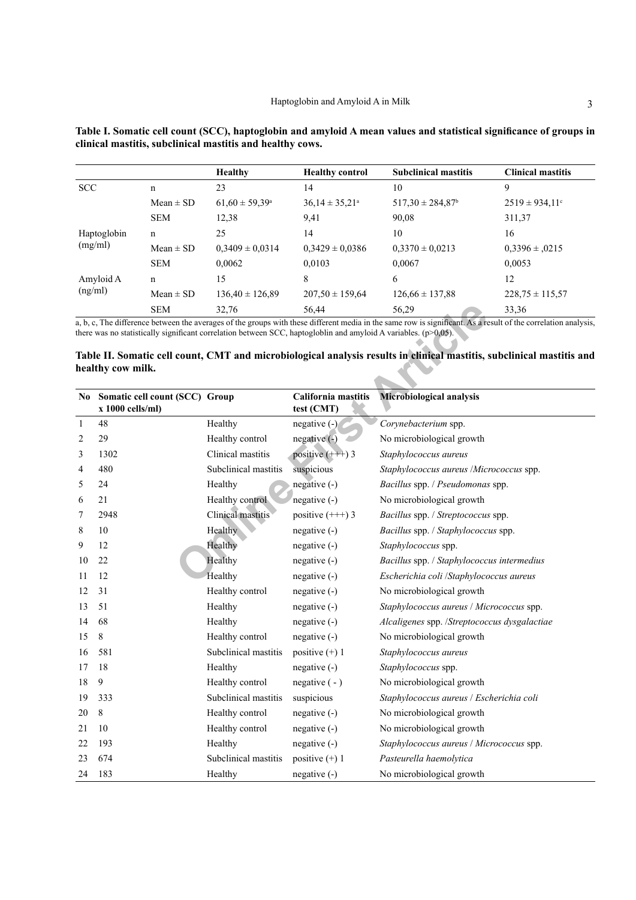**Table I. Somatic cell count (SCC), haptoglobin and amyloid A mean values and statistical significance of groups in clinical mastitis, subclinical mastitis and healthy cows.**

| | | Healthy | Healthy control | Subclinical mastitis | Clinical mastitis |
|---|---|---|---|---|---|
| SCC | n | 23 | 14 | 10 | 9 |
| | Mean ± SD | 61,60 ± 59,39[a] | 36,14 ± 35,21[a] | 517,30 ± 284,87[b] | 2519 ± 934,11[c] |
| | SEM | 12,38 | 9,41 | 90,08 | 311,37 |
| Haptoglobin (mg/ml) | n | 25 | 14 | 10 | 16 |
| | Mean ± SD | 0,3409 ± 0,0314 | 0,3429 ± 0,0386 | 0,3370 ± 0,0213 | 0,3396 ± ,0215 |
| | SEM | 0,0062 | 0,0103 | 0,0067 | 0,0053 |
| Amyloid A (ng/ml) | n | 15 | 8 | 6 | 12 |
| | Mean ± SD | 136,40 ± 126,89 | 207,50 ± 159,64 | 126,66 ± 137,88 | 228,75 ± 115,57 |
| | SEM | 32,76 | 56,44 | 56,29 | 33,36 |

a, b, c, The difference between the averages of the groups with these different media in the same row is significant. As a result of the correlation analysis, there was no statistically significant correlation between SCC, haptoglobin and amyloid A variables. ($p>0,05$).

**Table II. Somatic cell count, CMT and microbiological analysis results in clinical mastitis, subclinical mastitis and healthy cow milk.**

| No | Somatic cell count (SCC) x 1000 cells/ml) | Group | California mastitis test (CMT) | Microbiological analysis |
|---|---|---|---|---|
| 1 | 48 | Healthy | negative (-) | *Corynebacterium* spp. |
| 2 | 29 | Healthy control | negative (-) | No microbiological growth |
| 3 | 1302 | Clinical mastitis | positive (+++) 3 | *Staphylococcus aureus* |
| 4 | 480 | Subclinical mastitis | suspicious | *Staphylococcus aureus* /*Micrococcus* spp. |
| 5 | 24 | Healthy | negative (-) | *Bacillus* spp. / *Pseudomonas* spp. |
| 6 | 21 | Healthy control | negative (-) | No microbiological growth |
| 7 | 2948 | Clinical mastitis | positive (+++) 3 | *Bacillus* spp. / *Streptococcus* spp. |
| 8 | 10 | Healthy | negative (-) | *Bacillus* spp. / *Staphylococcus* spp. |
| 9 | 12 | Healthy | negative (-) | *Staphylococcus* spp. |
| 10 | 22 | Healthy | negative (-) | *Bacillus* spp. / *Staphylococcus intermedius* |
| 11 | 12 | Healthy | negative (-) | *Escherichia coli* /*Staphylococcus aureus* |
| 12 | 31 | Healthy control | negative (-) | No microbiological growth |
| 13 | 51 | Healthy | negative (-) | *Staphylococcus aureus* / *Micrococcus* spp. |
| 14 | 68 | Healthy | negative (-) | *Alcaligenes* spp. /*Streptococcus dysgalactiae* |
| 15 | 8 | Healthy control | negative (-) | No microbiological growth |
| 16 | 581 | Subclinical mastitis | positive (+) 1 | *Staphylococcus aureus* |
| 17 | 18 | Healthy | negative (-) | *Staphylococcus* spp. |
| 18 | 9 | Healthy control | negative ( - ) | No microbiological growth |
| 19 | 333 | Subclinical mastitis | suspicious | *Staphylococcus aureus* / *Escherichia coli* |
| 20 | 8 | Healthy control | negative (-) | No microbiological growth |
| 21 | 10 | Healthy control | negative (-) | No microbiological growth |
| 22 | 193 | Healthy | negative (-) | *Staphylococcus aureus* / *Micrococcus* spp. |
| 23 | 674 | Subclinical mastitis | positive (+) 1 | *Pasteurella haemolytica* |
| 24 | 183 | Healthy | negative (-) | No microbiological growth |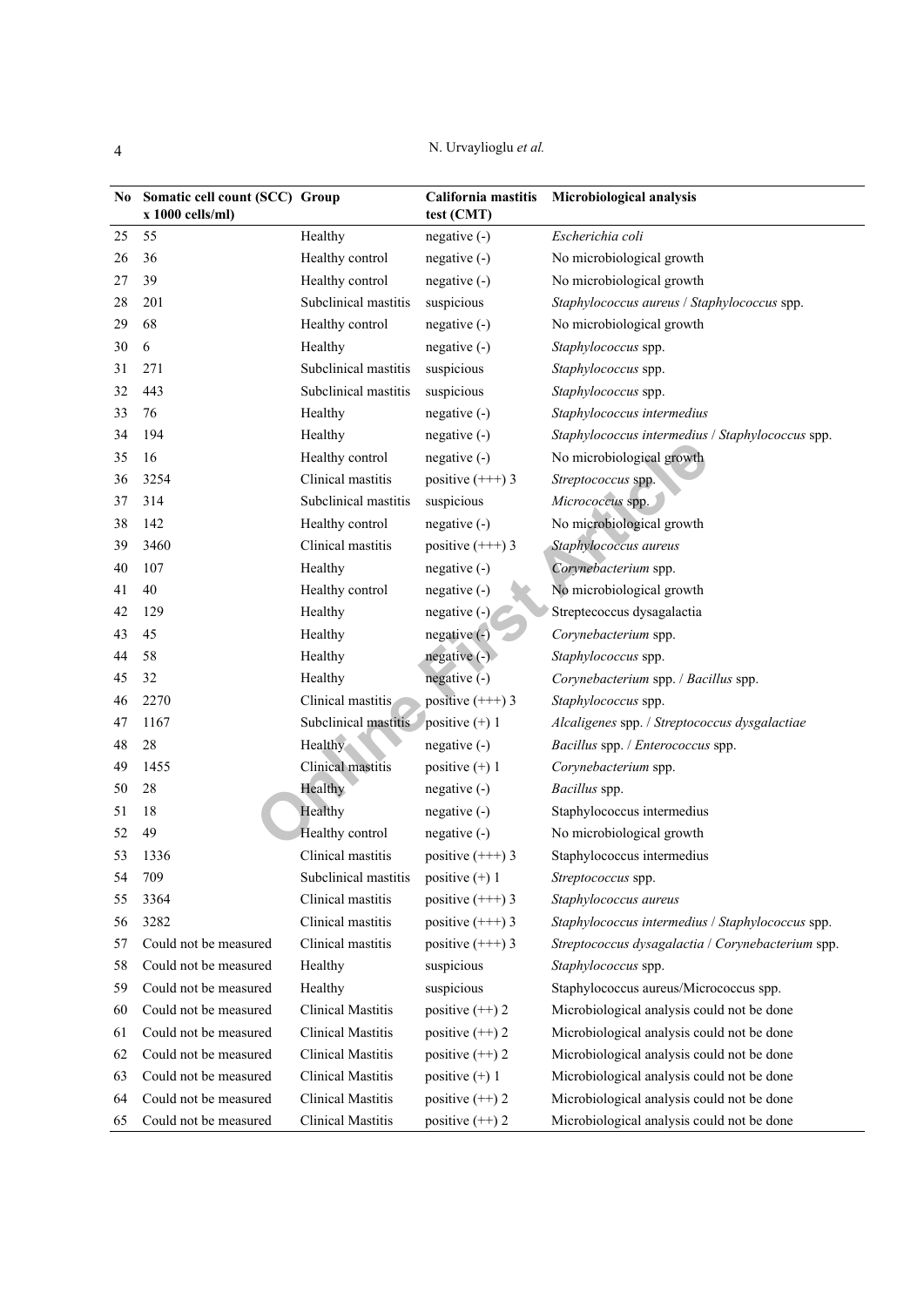| No | Somatic cell count (SCC) x 1000 cells/ml) | Group | California mastitis test (CMT) | Microbiological analysis |
|---|---|---|---|---|
| 25 | 55 | Healthy | negative (-) | *Escherichia coli* |
| 26 | 36 | Healthy control | negative (-) | No microbiological growth |
| 27 | 39 | Healthy control | negative (-) | No microbiological growth |
| 28 | 201 | Subclinical mastitis | suspicious | *Staphylococcus aureus* / *Staphylococcus* spp. |
| 29 | 68 | Healthy control | negative (-) | No microbiological growth |
| 30 | 6 | Healthy | negative (-) | *Staphylococcus* spp. |
| 31 | 271 | Subclinical mastitis | suspicious | *Staphylococcus* spp. |
| 32 | 443 | Subclinical mastitis | suspicious | *Staphylococcus* spp. |
| 33 | 76 | Healthy | negative (-) | *Staphylococcus intermedius* |
| 34 | 194 | Healthy | negative (-) | *Staphylococcus intermedius* / *Staphylococcus* spp. |
| 35 | 16 | Healthy control | negative (-) | No microbiological growth |
| 36 | 3254 | Clinical mastitis | positive (+++) 3 | *Streptococcus* spp. |
| 37 | 314 | Subclinical mastitis | suspicious | *Micrococcus* spp. |
| 38 | 142 | Healthy control | negative (-) | No microbiological growth |
| 39 | 3460 | Clinical mastitis | positive (+++) 3 | *Staphylococcus aureus* |
| 40 | 107 | Healthy | negative (-) | *Corynebacterium* spp. |
| 41 | 40 | Healthy control | negative (-) | No microbiological growth |
| 42 | 129 | Healthy | negative (-) | Streptecoccus dysagalactia |
| 43 | 45 | Healthy | negative (-) | *Corynebacterium* spp. |
| 44 | 58 | Healthy | negative (-) | *Staphylococcus* spp. |
| 45 | 32 | Healthy | negative (-) | *Corynebacterium* spp. / *Bacillus* spp. |
| 46 | 2270 | Clinical mastitis | positive (+++) 3 | *Staphylococcus* spp. |
| 47 | 1167 | Subclinical mastitis | positive (+) 1 | *Alcaligenes* spp. / *Streptococcus dysgalactiae* |
| 48 | 28 | Healthy | negative (-) | *Bacillus* spp. / *Enterococcus* spp. |
| 49 | 1455 | Clinical mastitis | positive (+) 1 | *Corynebacterium* spp. |
| 50 | 28 | Healthy | negative (-) | *Bacillus* spp. |
| 51 | 18 | Healthy | negative (-) | Staphylococcus intermedius |
| 52 | 49 | Healthy control | negative (-) | No microbiological growth |
| 53 | 1336 | Clinical mastitis | positive (+++) 3 | Staphylococcus intermedius |
| 54 | 709 | Subclinical mastitis | positive (+) 1 | *Streptococcus* spp. |
| 55 | 3364 | Clinical mastitis | positive (+++) 3 | *Staphylococcus aureus* |
| 56 | 3282 | Clinical mastitis | positive (+++) 3 | *Staphylococcus intermedius* / *Staphylococcus* spp. |
| 57 | Could not be measured | Clinical mastitis | positive (+++) 3 | *Streptococcus dysagalactia* / *Corynebacterium* spp. |
| 58 | Could not be measured | Healthy | suspicious | *Staphylococcus* spp. |
| 59 | Could not be measured | Healthy | suspicious | Staphylococcus aureus/Micrococcus spp. |
| 60 | Could not be measured | Clinical Mastitis | positive (++) 2 | Microbiological analysis could not be done |
| 61 | Could not be measured | Clinical Mastitis | positive (++) 2 | Microbiological analysis could not be done |
| 62 | Could not be measured | Clinical Mastitis | positive (++) 2 | Microbiological analysis could not be done |
| 63 | Could not be measured | Clinical Mastitis | positive (+) 1 | Microbiological analysis could not be done |
| 64 | Could not be measured | Clinical Mastitis | positive (++) 2 | Microbiological analysis could not be done |
| 65 | Could not be measured | Clinical Mastitis | positive (++) 2 | Microbiological analysis could not be done |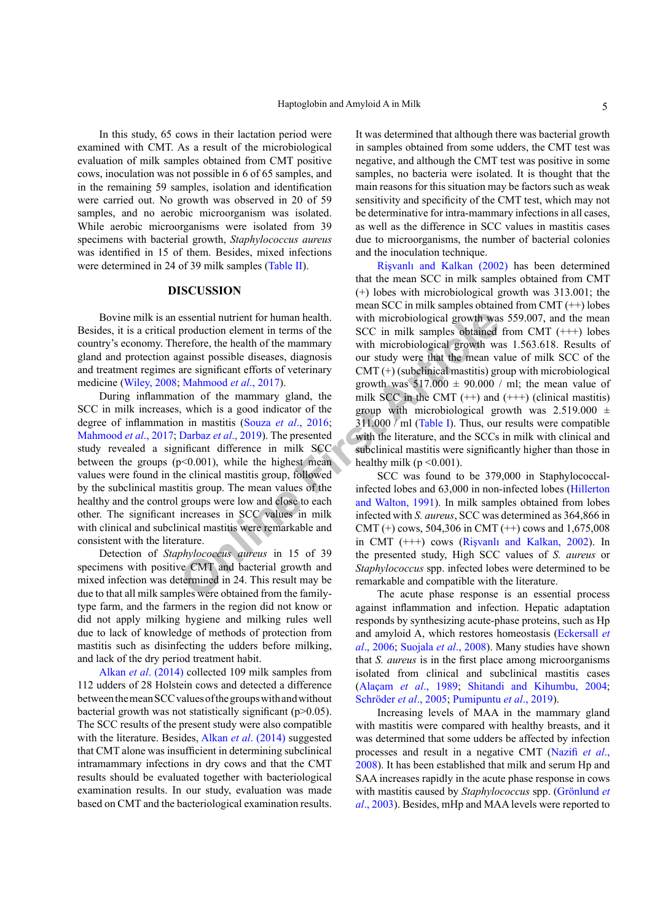In this study, 65 cows in their lactation period were examined with CMT. As a result of the microbiological evaluation of milk samples obtained from CMT positive cows, inoculation was not possible in 6 of 65 samples, and in the remaining 59 samples, isolation and identification were carried out. No growth was observed in 20 of 59 samples, and no aerobic microorganism was isolated. While aerobic microorganisms were isolated from 39 specimens with bacterial growth, *Staphylococcus aureus* was identified in 15 of them. Besides, mixed infections were determined in 24 of 39 milk samples (Table II).

## DISCUSSION

Bovine milk is an essential nutrient for human health. Besides, it is a critical production element in terms of the country's economy. Therefore, the health of the mammary gland and protection against possible diseases, diagnosis and treatment regimes are significant efforts of veterinary medicine (Wiley, 2008; Mahmood *et al*., 2017).

During inflammation of the mammary gland, the SCC in milk increases, which is a good indicator of the degree of inflammation in mastitis (Souza *et al*., 2016; Mahmood *et al*., 2017; Darbaz *et al*., 2019). The presented study revealed a significant difference in milk SCC between the groups ($p<0.001$), while the highest mean values were found in the clinical mastitis group, followed by the subclinical mastitis group. The mean values of the healthy and the control groups were low and close to each other. The significant increases in SCC values in milk with clinical and subclinical mastitis were remarkable and consistent with the literature.

Detection of *Staphylococcus aureus* in 15 of 39 specimens with positive CMT and bacterial growth and mixed infection was determined in 24. This result may be due to that all milk samples were obtained from the family-type farm, and the farmers in the region did not know or did not apply milking hygiene and milking rules well due to lack of knowledge of methods of protection from mastitis such as disinfecting the udders before milking, and lack of the dry period treatment habit.

Alkan *et al*. (2014) collected 109 milk samples from 112 udders of 28 Holstein cows and detected a difference between the mean SCC values of the groups with and without bacterial growth was not statistically significant ($p>0.05$). The SCC results of the present study were also compatible with the literature. Besides, Alkan *et al*. (2014) suggested that CMT alone was insufficient in determining subclinical intramammary infections in dry cows and that the CMT results should be evaluated together with bacteriological examination results. In our study, evaluation was made based on CMT and the bacteriological examination results. It was determined that although there was bacterial growth in samples obtained from some udders, the CMT test was negative, and although the CMT test was positive in some samples, no bacteria were isolated. It is thought that the main reasons for this situation may be factors such as weak sensitivity and specificity of the CMT test, which may not be determinative for intra-mammary infections in all cases, as well as the difference in SCC values in mastitis cases due to microorganisms, the number of bacterial colonies and the inoculation technique.

Rişvanlı and Kalkan (2002) has been determined that the mean SCC in milk samples obtained from CMT (+) lobes with microbiological growth was 313.001; the mean SCC in milk samples obtained from CMT (++) lobes with microbiological growth was 559.007, and the mean SCC in milk samples obtained from CMT (+++) lobes with microbiological growth was 1.563.618. Results of our study were that the mean value of milk SCC of the CMT (+) (subclinical mastitis) group with microbiological growth was 517.000 ± 90.000 / ml; the mean value of milk SCC in the CMT (++) and (+++) (clinical mastitis) group with microbiological growth was 2.519.000 ± 311.000 / ml (Table I). Thus, our results were compatible with the literature, and the SCCs in milk with clinical and subclinical mastitis were significantly higher than those in healthy milk ($p<0.001$).

SCC was found to be 379,000 in Staphylococcal-infected lobes and 63,000 in non-infected lobes (Hillerton and Walton, 1991). In milk samples obtained from lobes infected with *S. aureus*, SCC was determined as 364,866 in CMT (+) cows, 504,306 in CMT (++) cows and 1,675,008 in CMT (+++) cows (Rişvanlı and Kalkan, 2002). In the presented study, High SCC values of *S. aureus* or *Staphylococcus* spp. infected lobes were determined to be remarkable and compatible with the literature.

The acute phase response is an essential process against inflammation and infection. Hepatic adaptation responds by synthesizing acute-phase proteins, such as Hp and amyloid A, which restores homeostasis (Eckersall *et al*., 2006; Suojala *et al*., 2008). Many studies have shown that *S. aureus* is in the first place among microorganisms isolated from clinical and subclinical mastitis cases (Alaçam *et al*., 1989; Shitandi and Kihumbu, 2004; Schröder *et al*., 2005; Pumipuntu *et al*., 2019).

Increasing levels of MAA in the mammary gland with mastitis were compared with healthy breasts, and it was determined that some udders be affected by infection processes and result in a negative CMT (Nazifi *et al*., 2008). It has been established that milk and serum Hp and SAA increases rapidly in the acute phase response in cows with mastitis caused by *Staphylococcus* spp. (Grönlund *et al*., 2003). Besides, mHp and MAA levels were reported to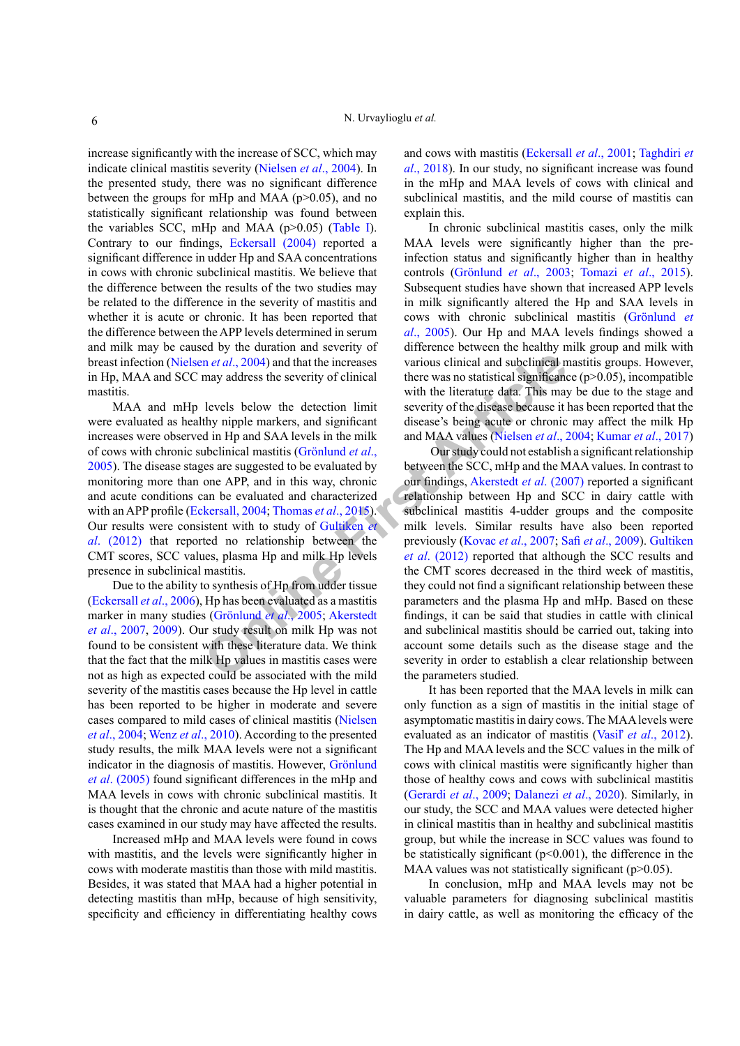increase significantly with the increase of SCC, which may indicate clinical mastitis severity (Nielsen *et al*., 2004). In the presented study, there was no significant difference between the groups for mHp and MAA ($p>0.05$), and no statistically significant relationship was found between the variables SCC, mHp and MAA ($p>0.05$) (Table I). Contrary to our findings, Eckersall (2004) reported a significant difference in udder Hp and SAA concentrations in cows with chronic subclinical mastitis. We believe that the difference between the results of the two studies may be related to the difference in the severity of mastitis and whether it is acute or chronic. It has been reported that the difference between the APP levels determined in serum and milk may be caused by the duration and severity of breast infection (Nielsen *et al*., 2004) and that the increases in Hp, MAA and SCC may address the severity of clinical mastitis.

MAA and mHp levels below the detection limit were evaluated as healthy nipple markers, and significant increases were observed in Hp and SAA levels in the milk of cows with chronic subclinical mastitis (Grönlund *et al*., 2005). The disease stages are suggested to be evaluated by monitoring more than one APP, and in this way, chronic and acute conditions can be evaluated and characterized with an APP profile (Eckersall, 2004; Thomas *et al*., 2015). Our results were consistent with to study of Gultiken *et al*. (2012) that reported no relationship between the CMT scores, SCC values, plasma Hp and milk Hp levels presence in subclinical mastitis.

Due to the ability to synthesis of Hp from udder tissue (Eckersall *et al*., 2006), Hp has been evaluated as a mastitis marker in many studies (Grönlund *et al*., 2005; Akerstedt *et al*., 2007, 2009). Our study result on milk Hp was not found to be consistent with these literature data. We think that the fact that the milk Hp values in mastitis cases were not as high as expected could be associated with the mild severity of the mastitis cases because the Hp level in cattle has been reported to be higher in moderate and severe cases compared to mild cases of clinical mastitis (Nielsen *et al*., 2004; Wenz *et al*., 2010). According to the presented study results, the milk MAA levels were not a significant indicator in the diagnosis of mastitis. However, Grönlund *et al*. (2005) found significant differences in the mHp and MAA levels in cows with chronic subclinical mastitis. It is thought that the chronic and acute nature of the mastitis cases examined in our study may have affected the results.

Increased mHp and MAA levels were found in cows with mastitis, and the levels were significantly higher in cows with moderate mastitis than those with mild mastitis. Besides, it was stated that MAA had a higher potential in detecting mastitis than mHp, because of high sensitivity, specificity and efficiency in differentiating healthy cows and cows with mastitis (Eckersall *et al*., 2001; Taghdiri *et al*., 2018). In our study, no significant increase was found in the mHp and MAA levels of cows with clinical and subclinical mastitis, and the mild course of mastitis can explain this.

In chronic subclinical mastitis cases, only the milk MAA levels were significantly higher than the pre-infection status and significantly higher than in healthy controls (Grönlund *et al*., 2003; Tomazi *et al*., 2015). Subsequent studies have shown that increased APP levels in milk significantly altered the Hp and SAA levels in cows with chronic subclinical mastitis (Grönlund *et al*., 2005). Our Hp and MAA levels findings showed a difference between the healthy milk group and milk with various clinical and subclinical mastitis groups. However, there was no statistical significance ($p>0.05$), incompatible with the literature data. This may be due to the stage and severity of the disease because it has been reported that the disease's being acute or chronic may affect the milk Hp and MAA values (Nielsen *et al*., 2004; Kumar *et al*., 2017)

Our study could not establish a significant relationship between the SCC, mHp and the MAA values. In contrast to our findings, Akerstedt *et al*. (2007) reported a significant relationship between Hp and SCC in dairy cattle with subclinical mastitis 4-udder groups and the composite milk levels. Similar results have also been reported previously (Kovac *et al*., 2007; Safi *et al*., 2009). Gultiken *et al*. (2012) reported that although the SCC results and the CMT scores decreased in the third week of mastitis, they could not find a significant relationship between these parameters and the plasma Hp and mHp. Based on these findings, it can be said that studies in cattle with clinical and subclinical mastitis should be carried out, taking into account some details such as the disease stage and the severity in order to establish a clear relationship between the parameters studied.

It has been reported that the MAA levels in milk can only function as a sign of mastitis in the initial stage of asymptomatic mastitis in dairy cows. The MAA levels were evaluated as an indicator of mastitis (Vasiľ *et al*., 2012). The Hp and MAA levels and the SCC values in the milk of cows with clinical mastitis were significantly higher than those of healthy cows and cows with subclinical mastitis (Gerardi *et al*., 2009; Dalanezi *et al*., 2020). Similarly, in our study, the SCC and MAA values were detected higher in clinical mastitis than in healthy and subclinical mastitis group, but while the increase in SCC values was found to be statistically significant ($p<0.001$), the difference in the MAA values was not statistically significant ($p>0.05$).

In conclusion, mHp and MAA levels may not be valuable parameters for diagnosing subclinical mastitis in dairy cattle, as well as monitoring the efficacy of the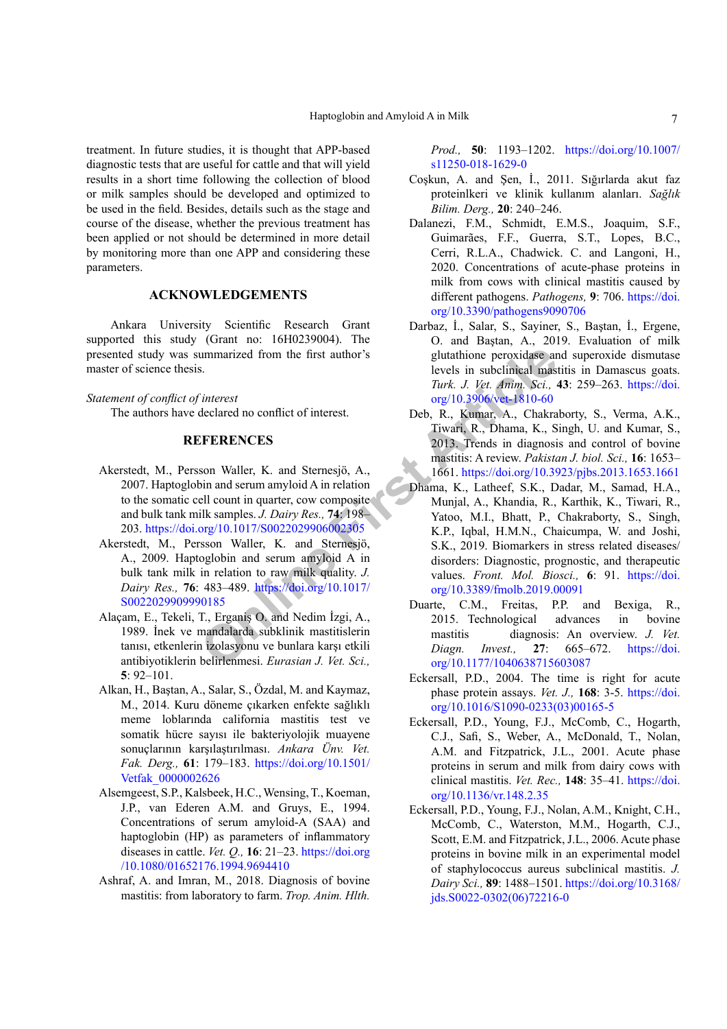treatment. In future studies, it is thought that APP-based diagnostic tests that are useful for cattle and that will yield results in a short time following the collection of blood or milk samples should be developed and optimized to be used in the field. Besides, details such as the stage and course of the disease, whether the previous treatment has been applied or not should be determined in more detail by monitoring more than one APP and considering these parameters.

## ACKNOWLEDGEMENTS

Ankara University Scientific Research Grant supported this study (Grant no: 16H0239004). The presented study was summarized from the first author's master of science thesis.

*Statement of conflict of interest*

The authors have declared no conflict of interest.

## REFERENCES

Akerstedt, M., Persson Waller, K. and Sternesjö, A., 2007. Haptoglobin and serum amyloid A in relation to the somatic cell count in quarter, cow composite and bulk tank milk samples. *J. Dairy Res.,* **74**: 198–203. https://doi.org/10.1017/S0022029906002305

Akerstedt, M., Persson Waller, K. and Sternesjö, A., 2009. Haptoglobin and serum amyloid A in bulk tank milk in relation to raw milk quality. *J. Dairy Res.,* **76**: 483–489. https://doi.org/10.1017/S0022029909990185

Alaçam, E., Tekeli, T., Ergani̇ş O. and Nedim İzgi, A., 1989. İnek ve mandalarda subklinik mastitislerin tanısı, etkenlerin izolasyonu ve bunlara karşı etkili antibiyotiklerin belirlenmesi. *Eurasian J. Vet. Sci.,* **5**: 92–101.

Alkan, H., Baştan, A., Salar, S., Özdal, M. and Kaymaz, M., 2014. Kuru döneme çıkarken enfekte sağlıklı meme loblarında california mastitis test ve somatik hücre sayısı ile bakteriyolojik muayene sonuçlarının karşılaştırılması. *Ankara Ünv. Vet. Fak. Derg.,* **61**: 179–183. https://doi.org/10.1501/Vetfak_0000002626

Alsemgeest, S.P., Kalsbeek, H.C., Wensing, T., Koeman, J.P., van Ederen A.M. and Gruys, E., 1994. Concentrations of serum amyloid-A (SAA) and haptoglobin (HP) as parameters of inflammatory diseases in cattle. *Vet. Q.,* **16**: 21–23. https://doi.org/10.1080/01652176.1994.9694410

Ashraf, A. and Imran, M., 2018. Diagnosis of bovine mastitis: from laboratory to farm. *Trop. Anim. Hlth. Prod.,* **50**: 1193–1202. https://doi.org/10.1007/s11250-018-1629-0

Coşkun, A. and Şen, İ., 2011. Sığırlarda akut faz proteinlkeri ve klinik kullanım alanları. *Sağlık Bilim. Derg.,* **20**: 240–246.

Dalanezi, F.M., Schmidt, E.M.S., Joaquim, S.F., Guimarães, F.F., Guerra, S.T., Lopes, B.C., Cerri, R.L.A., Chadwick. C. and Langoni, H., 2020. Concentrations of acute-phase proteins in milk from cows with clinical mastitis caused by different pathogens. *Pathogens,* **9**: 706. https://doi.org/10.3390/pathogens9090706

Darbaz, İ., Salar, S., Sayiner, S., Baştan, İ., Ergene, O. and Baştan, A., 2019. Evaluation of milk glutathione peroxidase and superoxide dismutase levels in subclinical mastitis in Damascus goats. *Turk. J. Vet. Anim. Sci.,* **43**: 259–263. https://doi.org/10.3906/vet-1810-60

Deb, R., Kumar, A., Chakraborty, S., Verma, A.K., Tiwari, R., Dhama, K., Singh, U. and Kumar, S., 2013. Trends in diagnosis and control of bovine mastitis: A review. *Pakistan J. biol. Sci.,* **16**: 1653–1661. https://doi.org/10.3923/pjbs.2013.1653.1661

Dhama, K., Latheef, S.K., Dadar, M., Samad, H.A., Munjal, A., Khandia, R., Karthik, K., Tiwari, R., Yatoo, M.I., Bhatt, P., Chakraborty, S., Singh, K.P., Iqbal, H.M.N., Chaicumpa, W. and Joshi, S.K., 2019. Biomarkers in stress related diseases/disorders: Diagnostic, prognostic, and therapeutic values. *Front. Mol. Biosci.,* **6**: 91. https://doi.org/10.3389/fmolb.2019.00091

Duarte, C.M., Freitas, P.P. and Bexiga, R., 2015. Technological advances in bovine mastitis diagnosis: An overview. *J. Vet. Diagn. Invest.,* **27**: 665–672. https://doi.org/10.1177/1040638715603087

Eckersall, P.D., 2004. The time is right for acute phase protein assays. *Vet. J.,* **168**: 3-5. https://doi.org/10.1016/S1090-0233(03)00165-5

Eckersall, P.D., Young, F.J., McComb, C., Hogarth, C.J., Safi, S., Weber, A., McDonald, T., Nolan, A.M. and Fitzpatrick, J.L., 2001. Acute phase proteins in serum and milk from dairy cows with clinical mastitis. *Vet. Rec.,* **148**: 35–41. https://doi.org/10.1136/vr.148.2.35

Eckersall, P.D., Young, F.J., Nolan, A.M., Knight, C.H., McComb, C., Waterston, M.M., Hogarth, C.J., Scott, E.M. and Fitzpatrick, J.L., 2006. Acute phase proteins in bovine milk in an experimental model of staphylococcus aureus subclinical mastitis. *J. Dairy Sci.,* **89**: 1488–1501. https://doi.org/10.3168/jds.S0022-0302(06)72216-0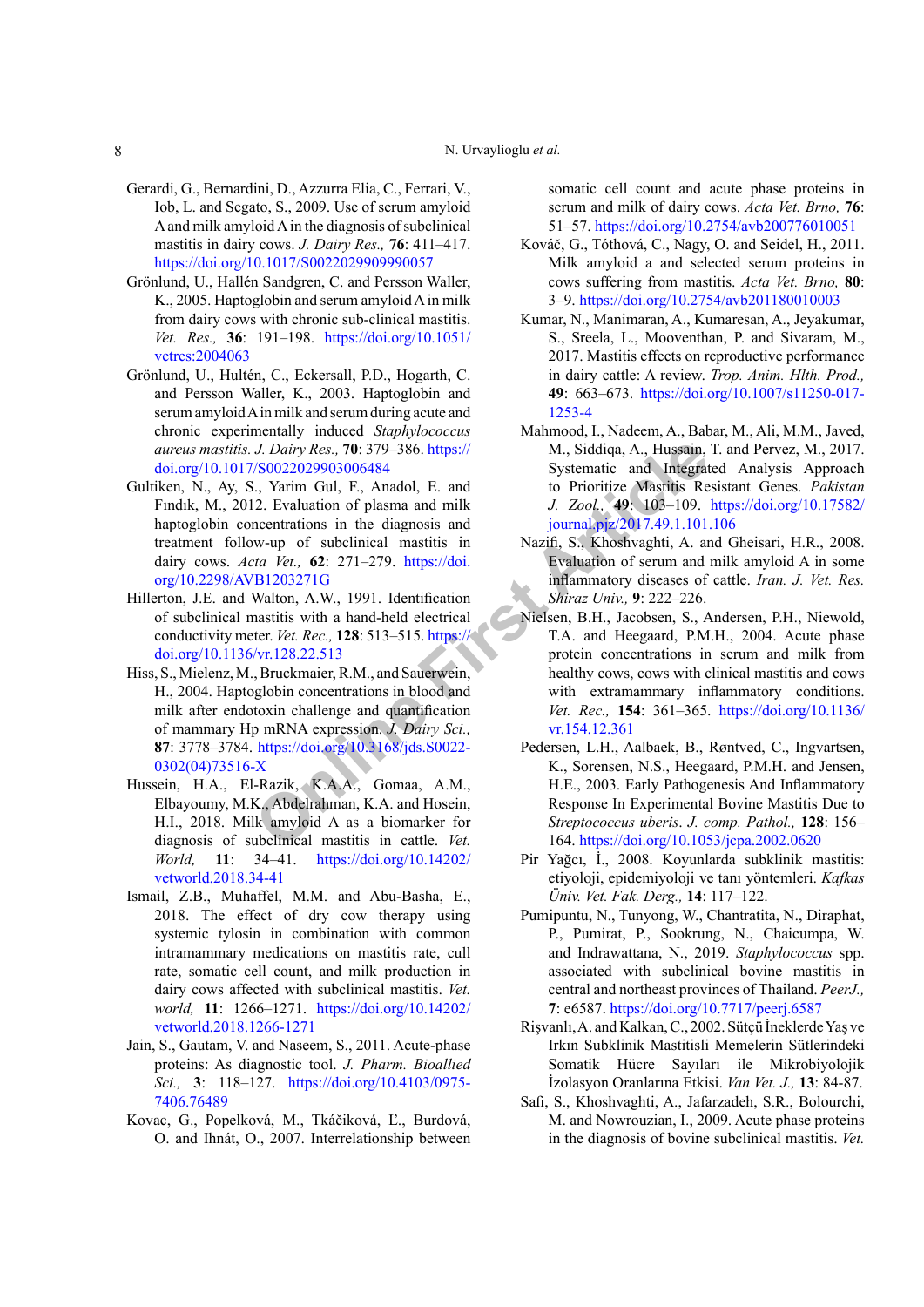Gerardi, G., Bernardini, D., Azzurra Elia, C., Ferrari, V., Iob, L. and Segato, S., 2009. Use of serum amyloid A and milk amyloid A in the diagnosis of subclinical mastitis in dairy cows. *J. Dairy Res.,* **76**: 411–417. https://doi.org/10.1017/S0022029909990057

Grönlund, U., Hallén Sandgren, C. and Persson Waller, K., 2005. Haptoglobin and serum amyloid A in milk from dairy cows with chronic sub-clinical mastitis. *Vet. Res.,* **36**: 191–198. https://doi.org/10.1051/vetres:2004063

Grönlund, U., Hultén, C., Eckersall, P.D., Hogarth, C. and Persson Waller, K., 2003. Haptoglobin and serum amyloid A in milk and serum during acute and chronic experimentally induced *Staphylococcus aureus* mastitis. *J. Dairy Res.,* **70**: 379–386. https://doi.org/10.1017/S0022029903006484

Gultiken, N., Ay, S., Yarim Gul, F., Anadol, E. and Fındık, M., 2012. Evaluation of plasma and milk haptoglobin concentrations in the diagnosis and treatment follow-up of subclinical mastitis in dairy cows. *Acta Vet.,* **62**: 271–279. https://doi.org/10.2298/AVB1203271G

Hillerton, J.E. and Walton, A.W., 1991. Identification of subclinical mastitis with a hand-held electrical conductivity meter. *Vet. Rec.,* **128**: 513–515. https://doi.org/10.1136/vr.128.22.513

Hiss, S., Mielenz, M., Bruckmaier, R.M., and Sauerwein, H., 2004. Haptoglobin concentrations in blood and milk after endotoxin challenge and quantification of mammary Hp mRNA expression. *J. Dairy Sci.,* **87**: 3778–3784. https://doi.org/10.3168/jds.S0022-0302(04)73516-X

Hussein, H.A., El-Razik, K.A.A., Gomaa, A.M., Elbayoumy, M.K., Abdelrahman, K.A. and Hosein, H.I., 2018. Milk amyloid A as a biomarker for diagnosis of subclinical mastitis in cattle. *Vet. World,* **11**: 34–41. https://doi.org/10.14202/vetworld.2018.34-41

Ismail, Z.B., Muhaffel, M.M. and Abu-Basha, E., 2018. The effect of dry cow therapy using systemic tylosin in combination with common intramammary medications on mastitis rate, cull rate, somatic cell count, and milk production in dairy cows affected with subclinical mastitis. *Vet. world,* **11**: 1266–1271. https://doi.org/10.14202/vetworld.2018.1266-1271

Jain, S., Gautam, V. and Naseem, S., 2011. Acute-phase proteins: As diagnostic tool. *J. Pharm. Bioallied Sci.,* **3**: 118–127. https://doi.org/10.4103/0975-7406.76489

Kovac, G., Popelková, M., Tkáčiková, Ľ., Burdová, O. and Ihnát, O., 2007. Interrelationship between somatic cell count and acute phase proteins in serum and milk of dairy cows. *Acta Vet. Brno,* **76**: 51–57. https://doi.org/10.2754/avb200776010051

Kováč, G., Tóthová, C., Nagy, O. and Seidel, H., 2011. Milk amyloid a and selected serum proteins in cows suffering from mastitis. *Acta Vet. Brno,* **80**: 3–9. https://doi.org/10.2754/avb201180010003

Kumar, N., Manimaran, A., Kumaresan, A., Jeyakumar, S., Sreela, L., Mooventhan, P. and Sivaram, M., 2017. Mastitis effects on reproductive performance in dairy cattle: A review. *Trop. Anim. Hlth. Prod.,* **49**: 663–673. https://doi.org/10.1007/s11250-017-1253-4

Mahmood, I., Nadeem, A., Babar, M., Ali, M.M., Javed, M., Siddiqa, A., Hussain, T. and Pervez, M., 2017. Systematic and Integrated Analysis Approach to Prioritize Mastitis Resistant Genes. *Pakistan J. Zool.,* **49**: 103–109. https://doi.org/10.17582/journal.pjz/2017.49.1.101.106

Nazifi, S., Khoshvaghti, A. and Gheisari, H.R., 2008. Evaluation of serum and milk amyloid A in some inflammatory diseases of cattle. *Iran. J. Vet. Res. Shiraz Univ.,* **9**: 222–226.

Nielsen, B.H., Jacobsen, S., Andersen, P.H., Niewold, T.A. and Heegaard, P.M.H., 2004. Acute phase protein concentrations in serum and milk from healthy cows, cows with clinical mastitis and cows with extramammary inflammatory conditions. *Vet. Rec.,* **154**: 361–365. https://doi.org/10.1136/vr.154.12.361

Pedersen, L.H., Aalbaek, B., Røntved, C., Ingvartsen, K., Sorensen, N.S., Heegaard, P.M.H. and Jensen, H.E., 2003. Early Pathogenesis And Inflammatory Response In Experimental Bovine Mastitis Due to *Streptococcus uberis*. *J. comp. Pathol.,* **128**: 156–164. https://doi.org/10.1053/jcpa.2002.0620

Pir Yağcı, İ., 2008. Koyunlarda subklinik mastitis: etiyoloji, epidemiyoloji ve tanı yöntemleri. *Kafkas Üniv. Vet. Fak. Derg.,* **14**: 117–122.

Pumipuntu, N., Tunyong, W., Chantratita, N., Diraphat, P., Pumirat, P., Sookrung, N., Chaicumpa, W. and Indrawattana, N., 2019. *Staphylococcus* spp. associated with subclinical bovine mastitis in central and northeast provinces of Thailand. *PeerJ.,* **7**: e6587. https://doi.org/10.7717/peerj.6587

Rişvanlı, A. and Kalkan, C., 2002. Sütçü İneklerde Yaş ve Irkın Subklinik Mastitisli Memelerin Sütlerindeki Somatik Hücre Sayıları ile Mikrobiyolojik İzolasyon Oranlarına Etkisi. *Van Vet. J.,* **13**: 84-87.

Safi, S., Khoshvaghti, A., Jafarzadeh, S.R., Bolourchi, M. and Nowrouzian, I., 2009. Acute phase proteins in the diagnosis of bovine subclinical mastitis. *Vet.*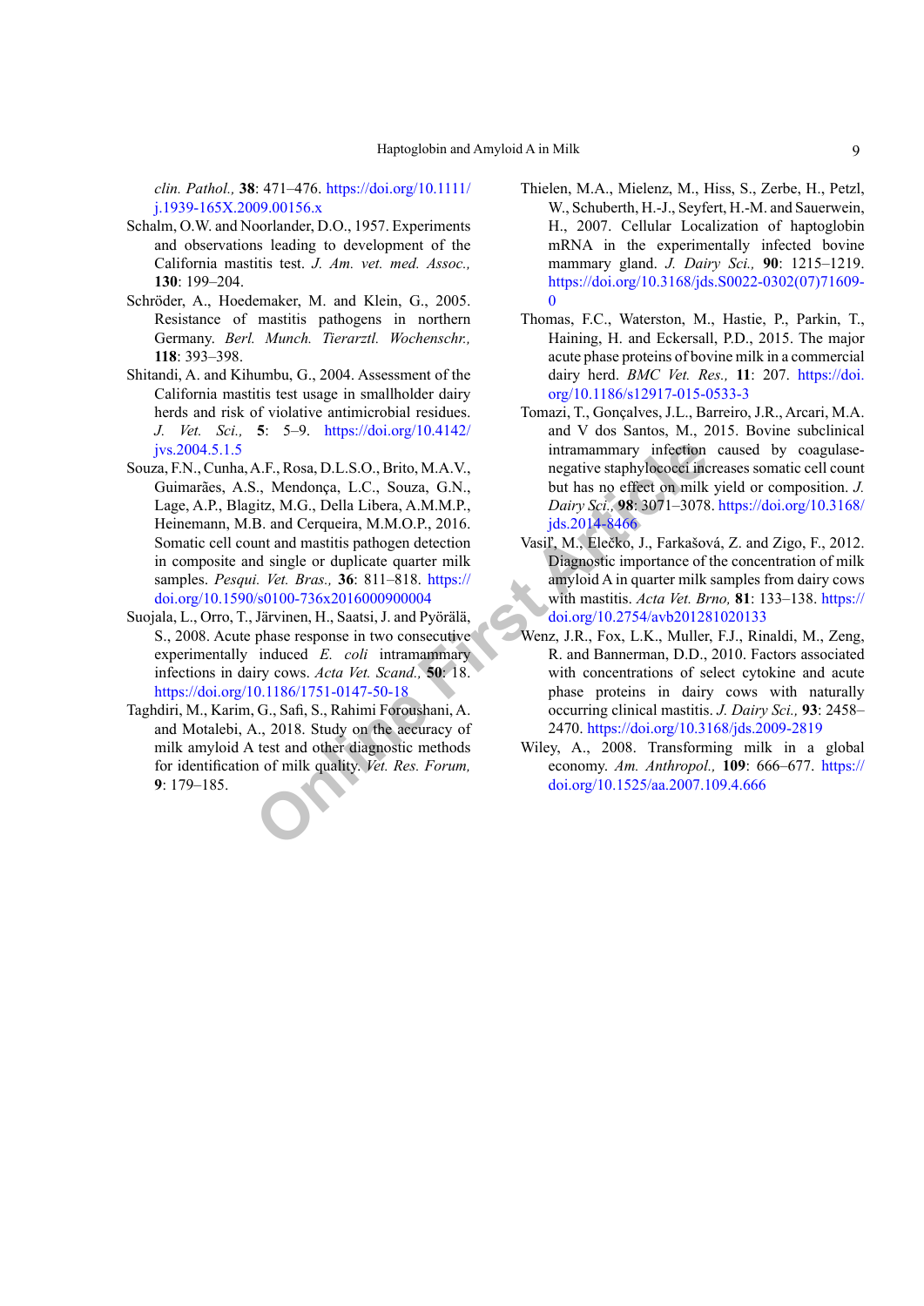*clin. Pathol.,* **38**: 471–476. https://doi.org/10.1111/j.1939-165X.2009.00156.x

Schalm, O.W. and Noorlander, D.O., 1957. Experiments and observations leading to development of the California mastitis test. *J. Am. vet. med. Assoc.,* **130**: 199–204.

Schröder, A., Hoedemaker, M. and Klein, G., 2005. Resistance of mastitis pathogens in northern Germany. *Berl. Munch. Tierarztl. Wochenschr.,* **118**: 393–398.

Shitandi, A. and Kihumbu, G., 2004. Assessment of the California mastitis test usage in smallholder dairy herds and risk of violative antimicrobial residues. *J. Vet. Sci.,* **5**: 5–9. https://doi.org/10.4142/jvs.2004.5.1.5

Souza, F.N., Cunha, A.F., Rosa, D.L.S.O., Brito, M.A.V., Guimarães, A.S., Mendonça, L.C., Souza, G.N., Lage, A.P., Blagitz, M.G., Della Libera, A.M.M.P., Heinemann, M.B. and Cerqueira, M.M.O.P., 2016. Somatic cell count and mastitis pathogen detection in composite and single or duplicate quarter milk samples. *Pesqui. Vet. Bras.,* **36**: 811–818. https://doi.org/10.1590/s0100-736x2016000900004

Suojala, L., Orro, T., Järvinen, H., Saatsi, J. and Pyörälä, S., 2008. Acute phase response in two consecutive experimentally induced *E. coli* intramammary infections in dairy cows. *Acta Vet. Scand.,* **50**: 18. https://doi.org/10.1186/1751-0147-50-18

Taghdiri, M., Karim, G., Safi, S., Rahimi Foroushani, A. and Motalebi, A., 2018. Study on the accuracy of milk amyloid A test and other diagnostic methods for identification of milk quality. *Vet. Res. Forum,* **9**: 179–185.

Thielen, M.A., Mielenz, M., Hiss, S., Zerbe, H., Petzl, W., Schuberth, H.-J., Seyfert, H.-M. and Sauerwein, H., 2007. Cellular Localization of haptoglobin mRNA in the experimentally infected bovine mammary gland. *J. Dairy Sci.,* **90**: 1215–1219. https://doi.org/10.3168/jds.S0022-0302(07)71609-0

Thomas, F.C., Waterston, M., Hastie, P., Parkin, T., Haining, H. and Eckersall, P.D., 2015. The major acute phase proteins of bovine milk in a commercial dairy herd. *BMC Vet. Res.,* **11**: 207. https://doi.org/10.1186/s12917-015-0533-3

Tomazi, T., Gonçalves, J.L., Barreiro, J.R., Arcari, M.A. and V dos Santos, M., 2015. Bovine subclinical intramammary infection caused by coagulase-negative staphylococci increases somatic cell count but has no effect on milk yield or composition. *J. Dairy Sci.,* **98**: 3071–3078. https://doi.org/10.3168/jds.2014-8466

Vasil', M., Elečko, J., Farkašová, Z. and Zigo, F., 2012. Diagnostic importance of the concentration of milk amyloid A in quarter milk samples from dairy cows with mastitis. *Acta Vet. Brno,* **81**: 133–138. https://doi.org/10.2754/avb201281020133

Wenz, J.R., Fox, L.K., Muller, F.J., Rinaldi, M., Zeng, R. and Bannerman, D.D., 2010. Factors associated with concentrations of select cytokine and acute phase proteins in dairy cows with naturally occurring clinical mastitis. *J. Dairy Sci.,* **93**: 2458–2470. https://doi.org/10.3168/jds.2009-2819

Wiley, A., 2008. Transforming milk in a global economy. *Am. Anthropol.,* **109**: 666–677. https://doi.org/10.1525/aa.2007.109.4.666